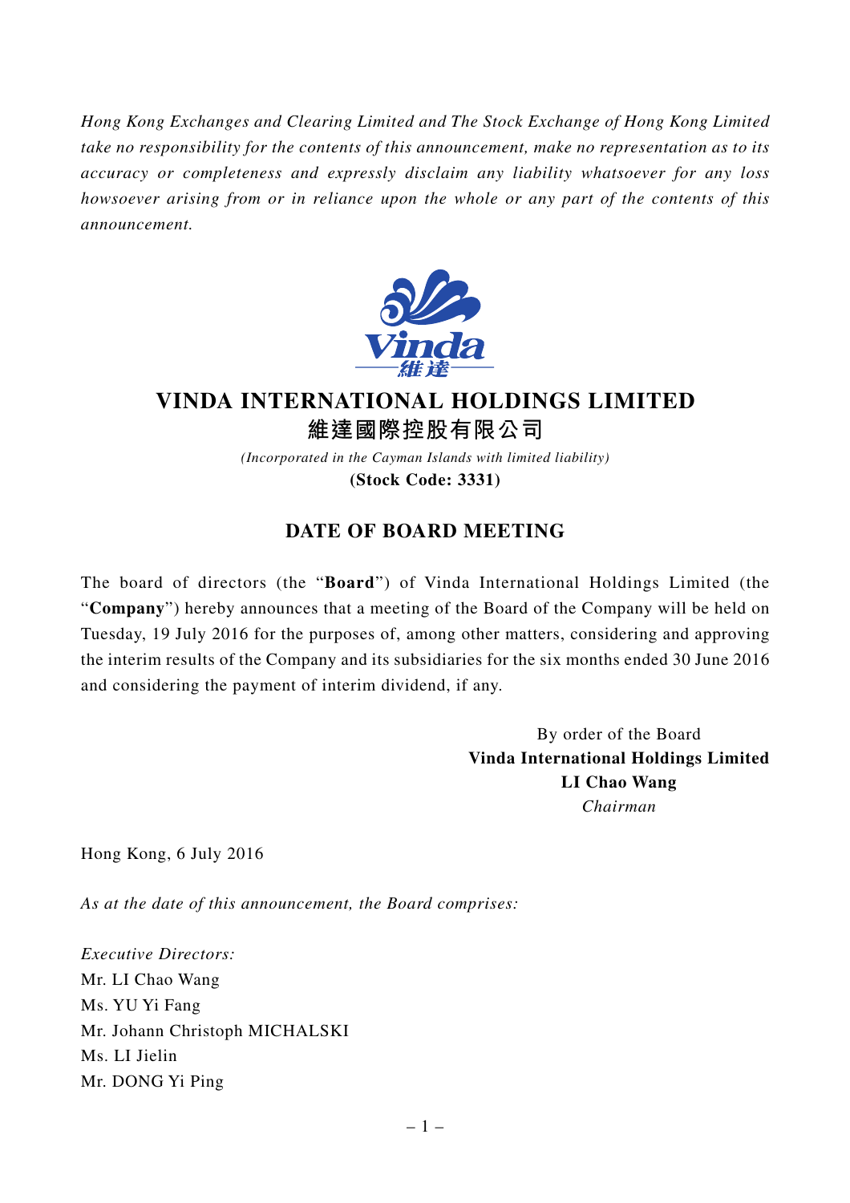*Hong Kong Exchanges and Clearing Limited and The Stock Exchange of Hong Kong Limited take no responsibility for the contents of this announcement, make no representation as to its accuracy or completeness and expressly disclaim any liability whatsoever for any loss howsoever arising from or in reliance upon the whole or any part of the contents of this announcement.*

# VINDA INTERNATIONAL HOLDINGS LIMITED
# 維達國際控股有限公司

*(Incorporated in the Cayman Islands with limited liability)*

**(Stock Code: 3331)**

## DATE OF BOARD MEETING

The board of directors (the "**Board**") of Vinda International Holdings Limited (the "**Company**") hereby announces that a meeting of the Board of the Company will be held on Tuesday, 19 July 2016 for the purposes of, among other matters, considering and approving the interim results of the Company and its subsidiaries for the six months ended 30 June 2016 and considering the payment of interim dividend, if any.

By order of the Board
**Vinda International Holdings Limited**
**LI Chao Wang**
*Chairman*

Hong Kong, 6 July 2016

*As at the date of this announcement, the Board comprises:*

*Executive Directors:*
Mr. LI Chao Wang
Ms. YU Yi Fang
Mr. Johann Christoph MICHALSKI
Ms. LI Jielin
Mr. DONG Yi Ping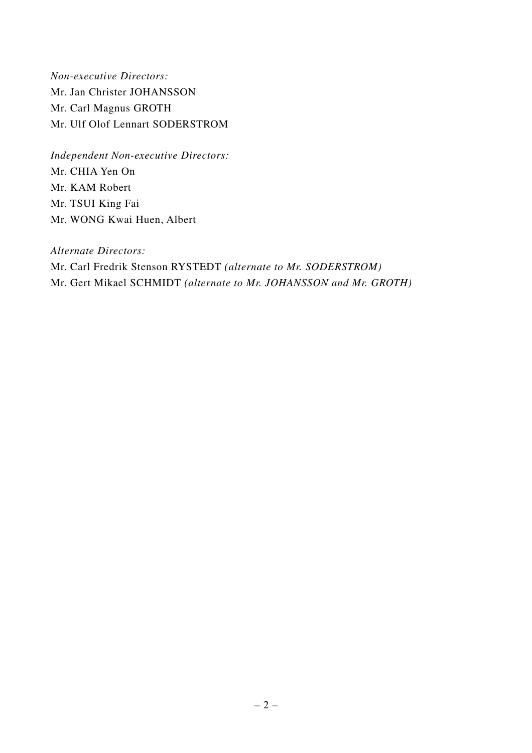*Non-executive Directors:*
Mr. Jan Christer JOHANSSON
Mr. Carl Magnus GROTH
Mr. Ulf Olof Lennart SODERSTROM

*Independent Non-executive Directors:*
Mr. CHIA Yen On
Mr. KAM Robert
Mr. TSUI King Fai
Mr. WONG Kwai Huen, Albert

*Alternate Directors:*
Mr. Carl Fredrik Stenson RYSTEDT *(alternate to Mr. SODERSTROM)*
Mr. Gert Mikael SCHMIDT *(alternate to Mr. JOHANSSON and Mr. GROTH)*